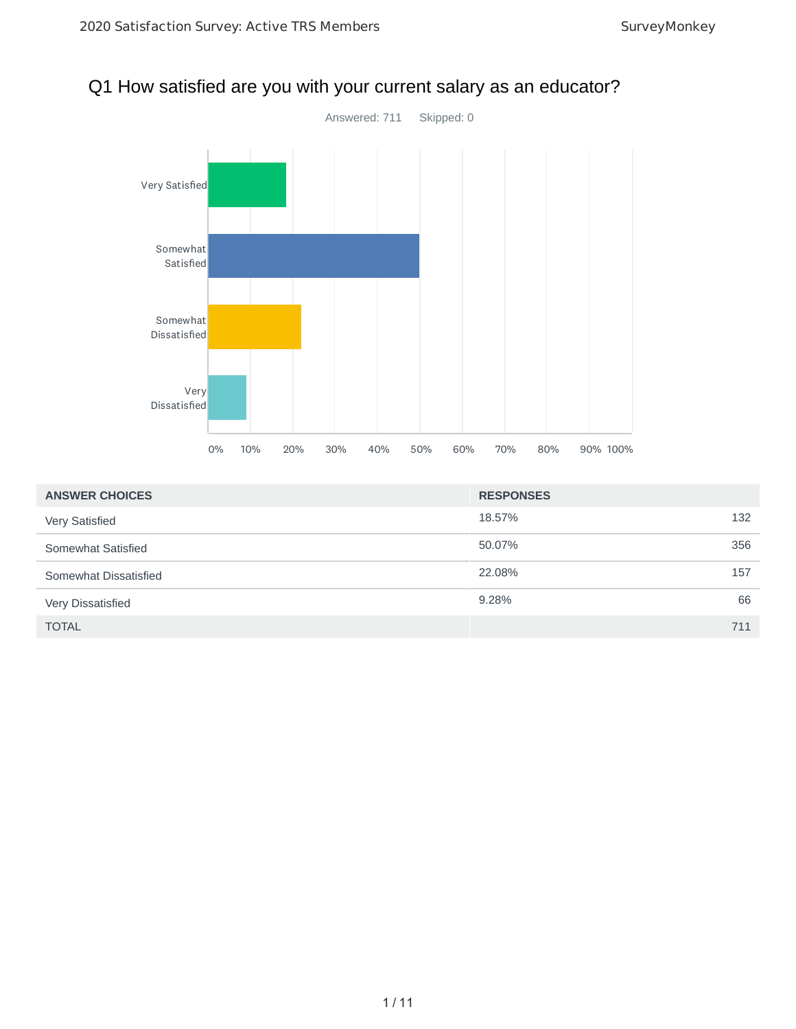# Q1 How satisfied are you with your current salary as an educator?

Answered: 711 Skipped: 0

| ANSWER CHOICES | RESPONSES | |
|---|---|---|
| Very Satisfied | 18.57% | 132 |
| Somewhat Satisfied | 50.07% | 356 |
| Somewhat Dissatisfied | 22.08% | 157 |
| Very Dissatisfied | 9.28% | 66 |
| TOTAL | | 711 |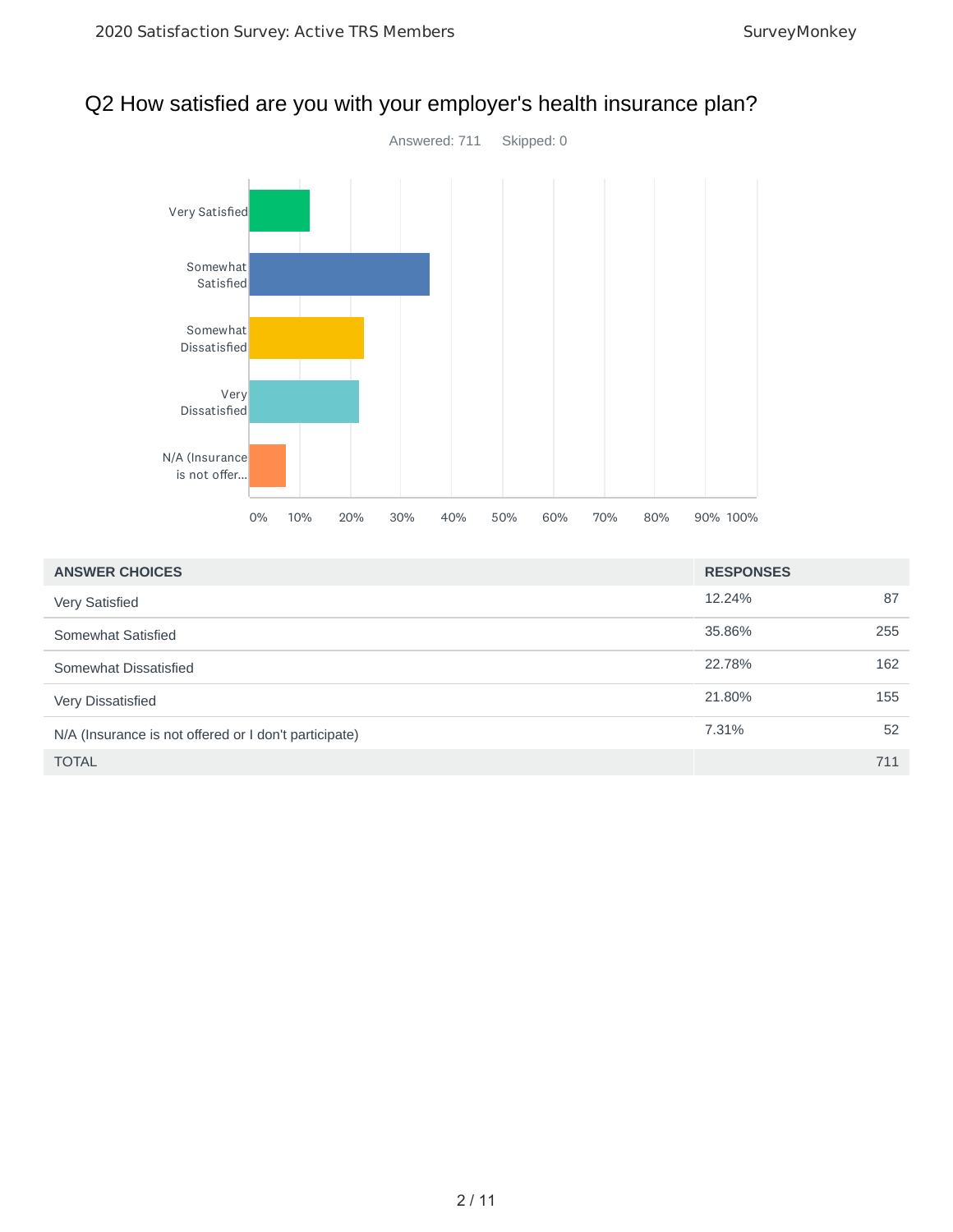## Q2 How satisfied are you with your employer's health insurance plan?

Answered: 711 Skipped: 0

| ANSWER CHOICES | RESPONSES | |
|---|---|---|
| Very Satisfied | 12.24% | 87 |
| Somewhat Satisfied | 35.86% | 255 |
| Somewhat Dissatisfied | 22.78% | 162 |
| Very Dissatisfied | 21.80% | 155 |
| N/A (Insurance is not offered or I don't participate) | 7.31% | 52 |
| TOTAL | | 711 |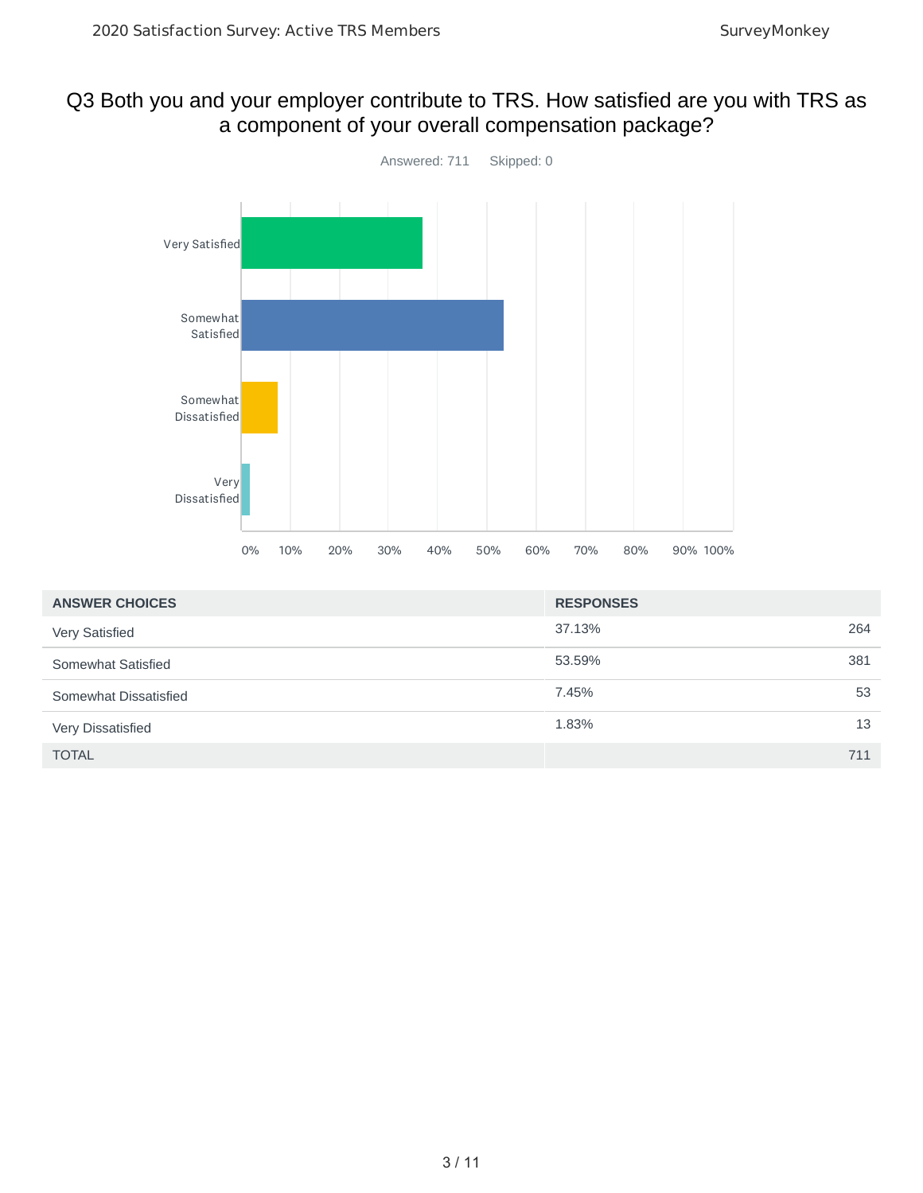## Q3 Both you and your employer contribute to TRS. How satisfied are you with TRS as a component of your overall compensation package?

Answered: 711 Skipped: 0

| ANSWER CHOICES | RESPONSES | |
|---|---|---|
| Very Satisfied | 37.13% | 264 |
| Somewhat Satisfied | 53.59% | 381 |
| Somewhat Dissatisfied | 7.45% | 53 |
| Very Dissatisfied | 1.83% | 13 |
| TOTAL | | 711 |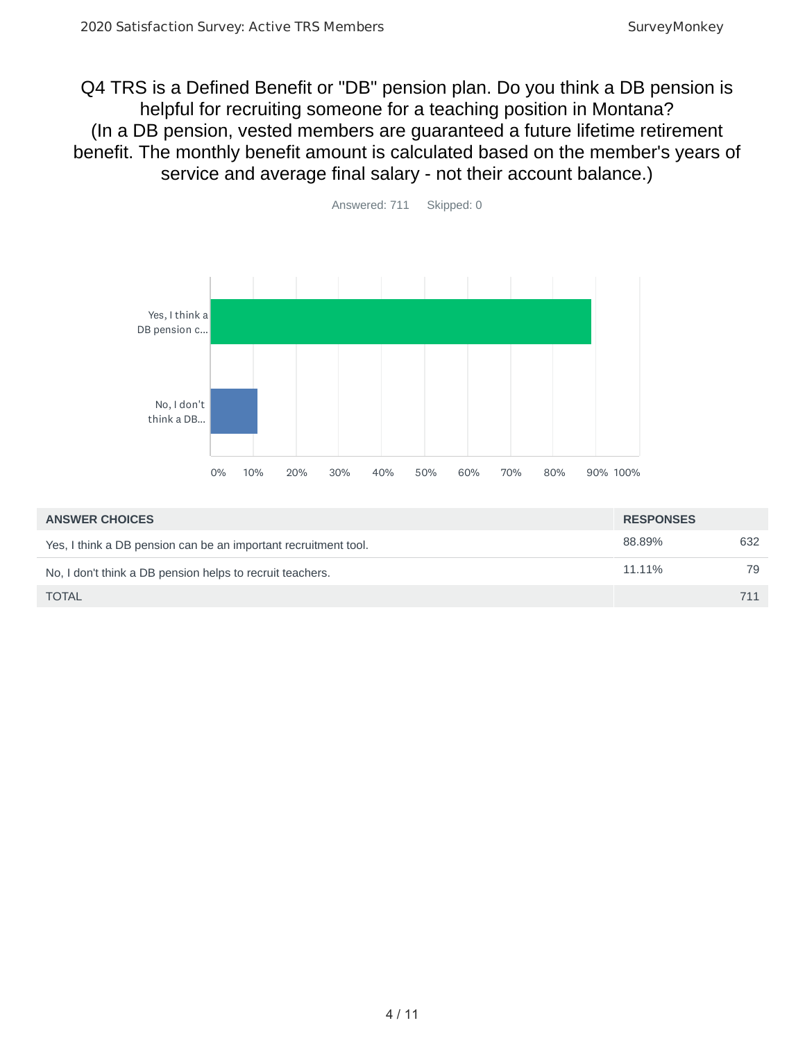## Q4 TRS is a Defined Benefit or "DB" pension plan. Do you think a DB pension is helpful for recruiting someone for a teaching position in Montana? (In a DB pension, vested members are guaranteed a future lifetime retirement benefit. The monthly benefit amount is calculated based on the member's years of service and average final salary - not their account balance.)

Answered: 711 Skipped: 0

| ANSWER CHOICES | RESPONSES | |
|---|---|---|
| Yes, I think a DB pension can be an important recruitment tool. | 88.89% | 632 |
| No, I don't think a DB pension helps to recruit teachers. | 11.11% | 79 |
| TOTAL | | 711 |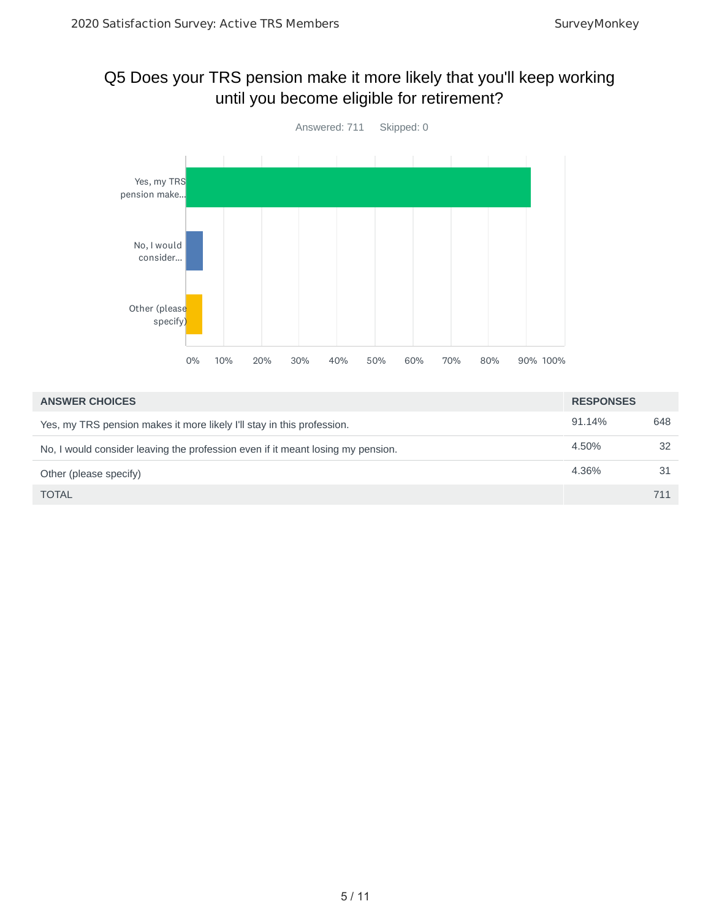## Q5 Does your TRS pension make it more likely that you'll keep working until you become eligible for retirement?

Answered: 711 Skipped: 0

| ANSWER CHOICES | RESPONSES | |
|---|---|---|
| Yes, my TRS pension makes it more likely I'll stay in this profession. | 91.14% | 648 |
| No, I would consider leaving the profession even if it meant losing my pension. | 4.50% | 32 |
| Other (please specify) | 4.36% | 31 |
| TOTAL | | 711 |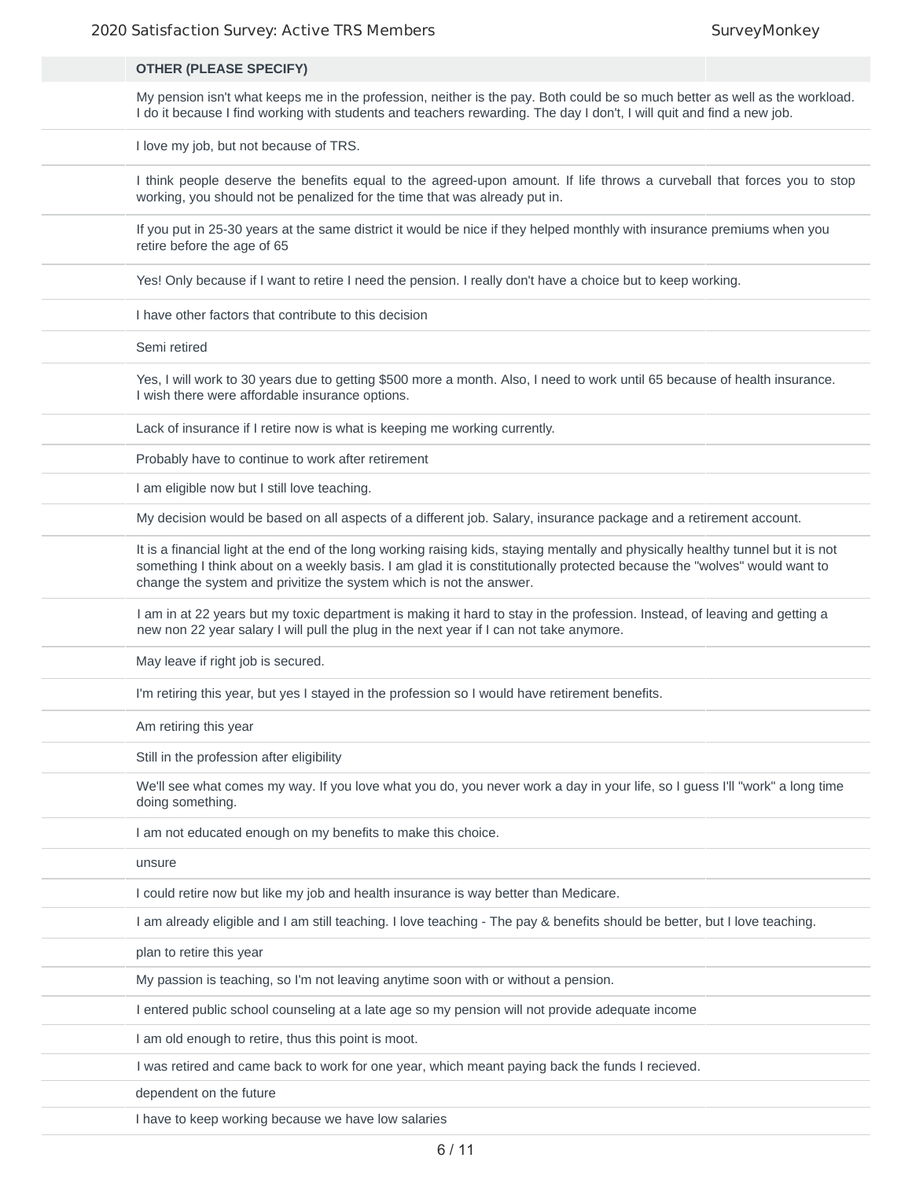| OTHER (PLEASE SPECIFY) |
|---|
| My pension isn't what keeps me in the profession, neither is the pay. Both could be so much better as well as the workload. I do it because I find working with students and teachers rewarding. The day I don't, I will quit and find a new job. |
| I love my job, but not because of TRS. |
| I think people deserve the benefits equal to the agreed-upon amount. If life throws a curveball that forces you to stop working, you should not be penalized for the time that was already put in. |
| If you put in 25-30 years at the same district it would be nice if they helped monthly with insurance premiums when you retire before the age of 65 |
| Yes! Only because if I want to retire I need the pension. I really don't have a choice but to keep working. |
| I have other factors that contribute to this decision |
| Semi retired |
| Yes, I will work to 30 years due to getting $500 more a month. Also, I need to work until 65 because of health insurance. I wish there were affordable insurance options. |
| Lack of insurance if I retire now is what is keeping me working currently. |
| Probably have to continue to work after retirement |
| I am eligible now but I still love teaching. |
| My decision would be based on all aspects of a different job. Salary, insurance package and a retirement account. |
| It is a financial light at the end of the long working raising kids, staying mentally and physically healthy tunnel but it is not something I think about on a weekly basis. I am glad it is constitutionally protected because the "wolves" would want to change the system and privitize the system which is not the answer. |
| I am in at 22 years but my toxic department is making it hard to stay in the profession. Instead, of leaving and getting a new non 22 year salary I will pull the plug in the next year if I can not take anymore. |
| May leave if right job is secured. |
| I'm retiring this year, but yes I stayed in the profession so I would have retirement benefits. |
| Am retiring this year |
| Still in the profession after eligibility |
| We'll see what comes my way. If you love what you do, you never work a day in your life, so I guess I'll "work" a long time doing something. |
| I am not educated enough on my benefits to make this choice. |
| unsure |
| I could retire now but like my job and health insurance is way better than Medicare. |
| I am already eligible and I am still teaching. I love teaching - The pay & benefits should be better, but I love teaching. |
| plan to retire this year |
| My passion is teaching, so I'm not leaving anytime soon with or without a pension. |
| I entered public school counseling at a late age so my pension will not provide adequate income |
| I am old enough to retire, thus this point is moot. |
| I was retired and came back to work for one year, which meant paying back the funds I recieved. |
| dependent on the future |
| I have to keep working because we have low salaries |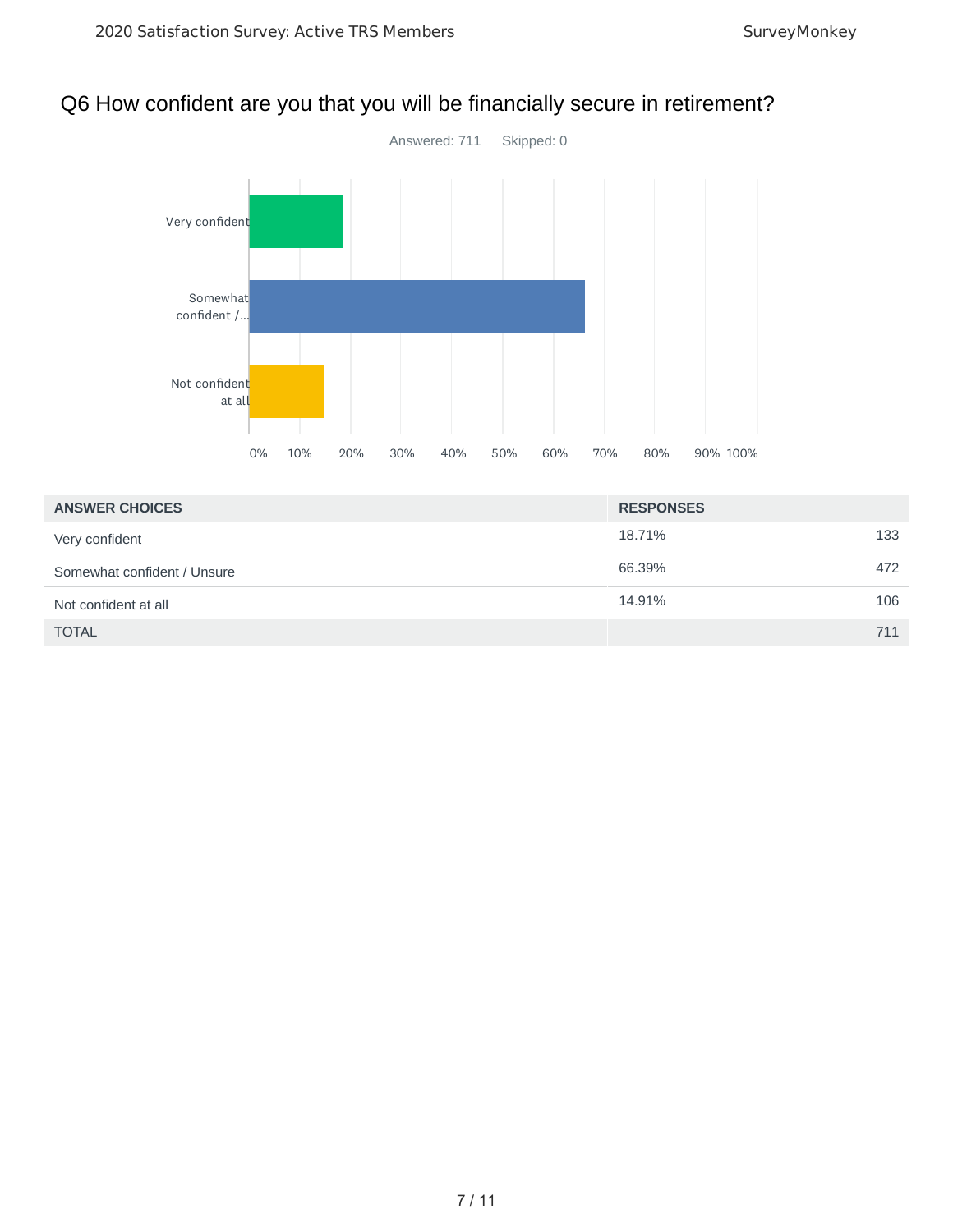## Q6 How confident are you that you will be financially secure in retirement?

Answered: 711 Skipped: 0

| ANSWER CHOICES | RESPONSES | |
|---|---|---|
| Very confident | 18.71% | 133 |
| Somewhat confident / Unsure | 66.39% | 472 |
| Not confident at all | 14.91% | 106 |
| TOTAL | | 711 |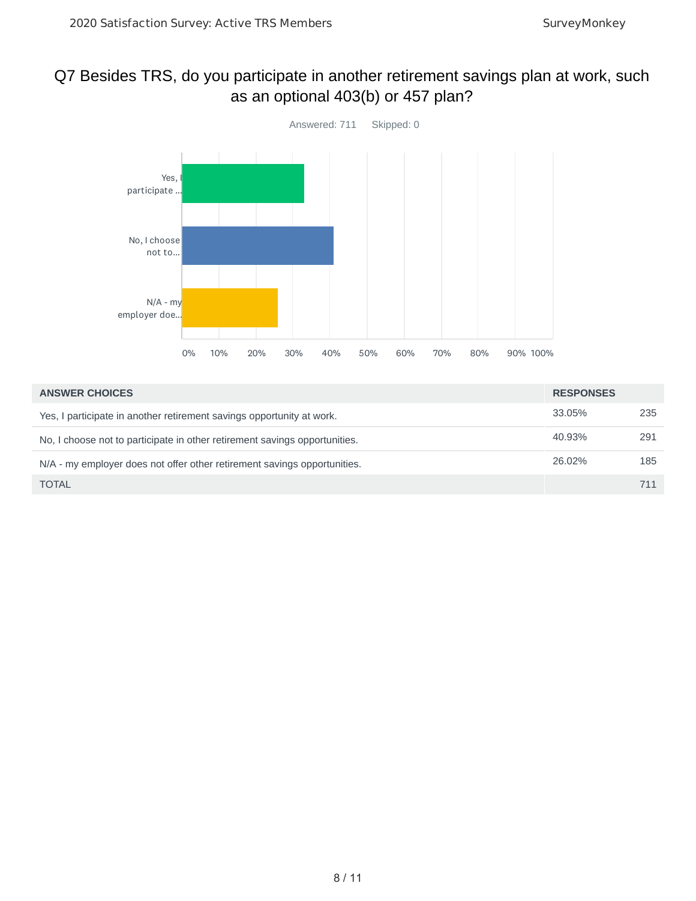## Q7 Besides TRS, do you participate in another retirement savings plan at work, such as an optional 403(b) or 457 plan?

Answered: 711 Skipped: 0

| ANSWER CHOICES | RESPONSES | |
|---|---|---|
| Yes, I participate in another retirement savings opportunity at work. | 33.05% | 235 |
| No, I choose not to participate in other retirement savings opportunities. | 40.93% | 291 |
| N/A - my employer does not offer other retirement savings opportunities. | 26.02% | 185 |
| TOTAL | | 711 |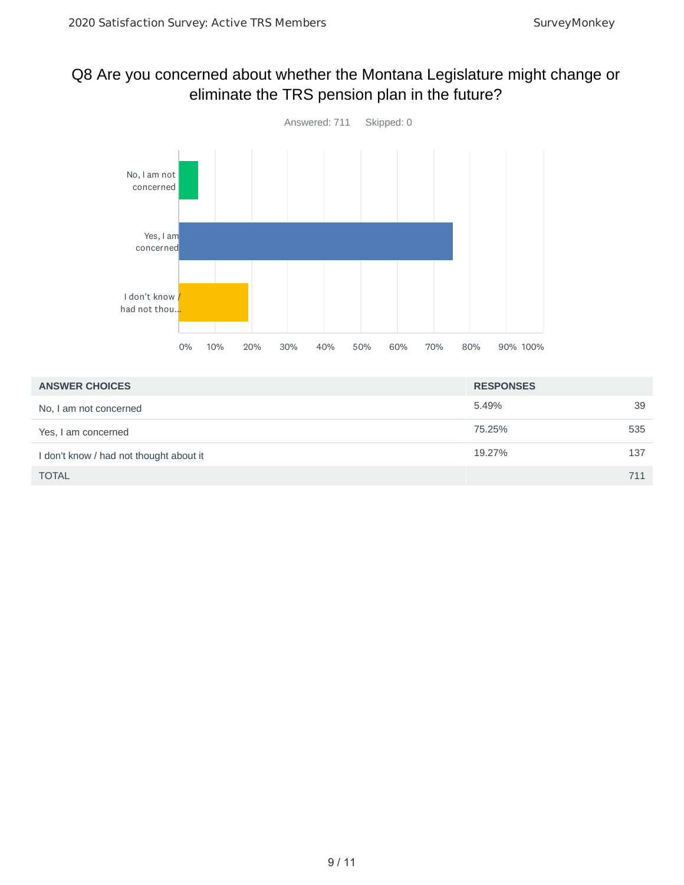## Q8 Are you concerned about whether the Montana Legislature might change or eliminate the TRS pension plan in the future?

Answered: 711    Skipped: 0

| ANSWER CHOICES | RESPONSES | |
|---|---|---|
| No, I am not concerned | 5.49% | 39 |
| Yes, I am concerned | 75.25% | 535 |
| I don't know / had not thought about it | 19.27% | 137 |
| TOTAL | | 711 |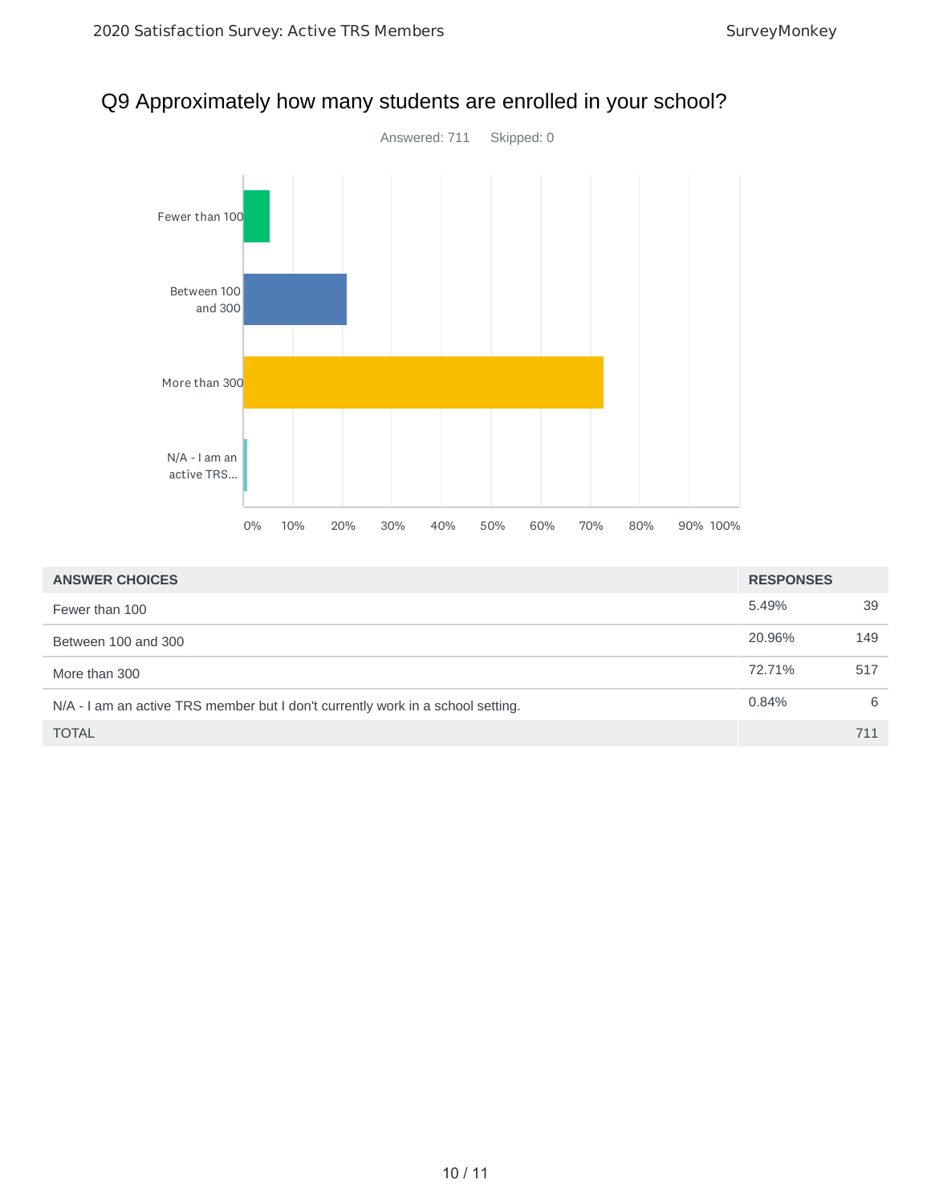## Q9 Approximately how many students are enrolled in your school?

Answered: 711 Skipped: 0

| ANSWER CHOICES | RESPONSES | |
|---|---|---|
| Fewer than 100 | 5.49% | 39 |
| Between 100 and 300 | 20.96% | 149 |
| More than 300 | 72.71% | 517 |
| N/A - I am an active TRS member but I don't currently work in a school setting. | 0.84% | 6 |
| TOTAL | | 711 |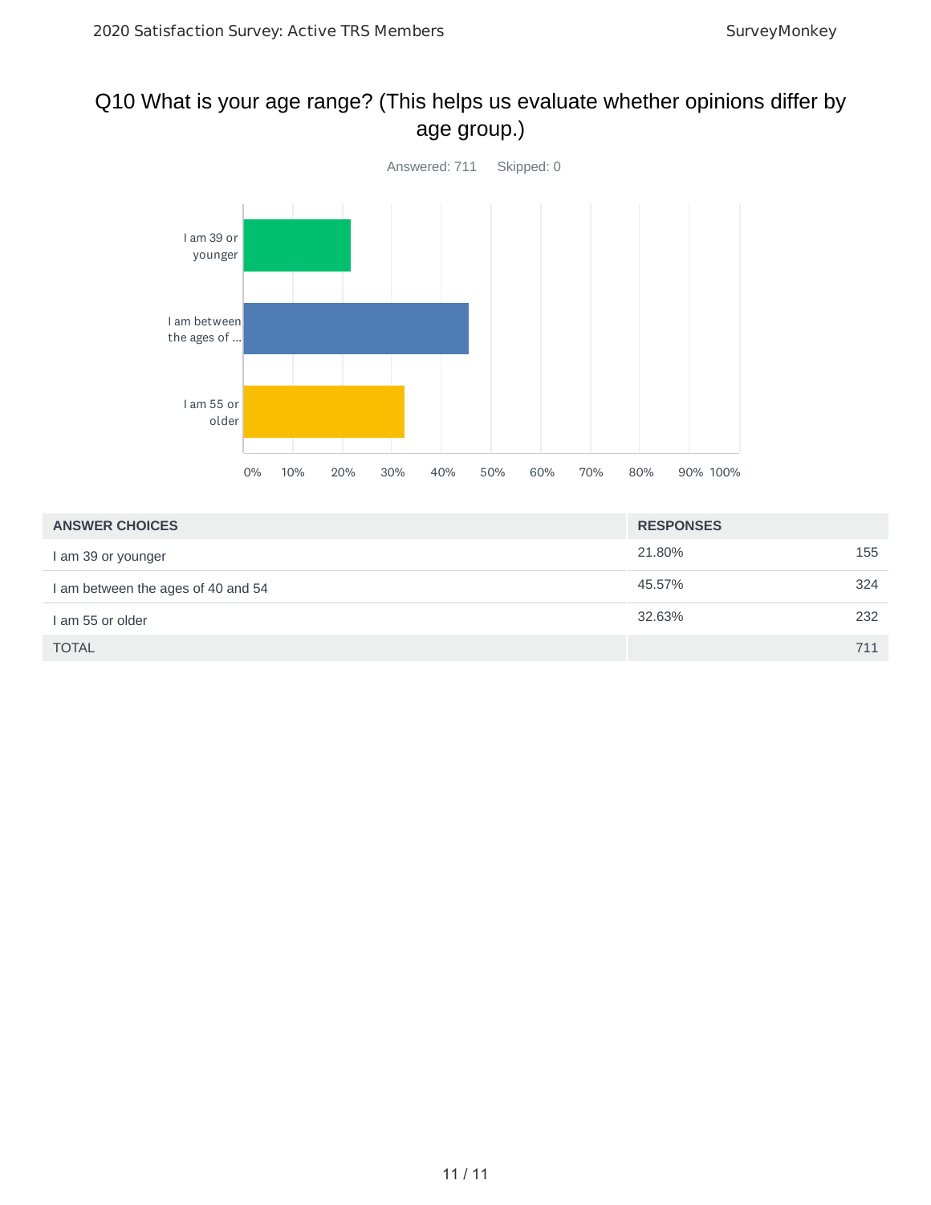## Q10 What is your age range? (This helps us evaluate whether opinions differ by age group.)

Answered: 711 Skipped: 0

I am 39 or younger

I am between the ages of ...

I am 55 or older

0% 10% 20% 30% 40% 50% 60% 70% 80% 90% 100%

| ANSWER CHOICES | RESPONSES | |
|---|---|---|
| I am 39 or younger | 21.80% | 155 |
| I am between the ages of 40 and 54 | 45.57% | 324 |
| I am 55 or older | 32.63% | 232 |
| TOTAL | | 711 |